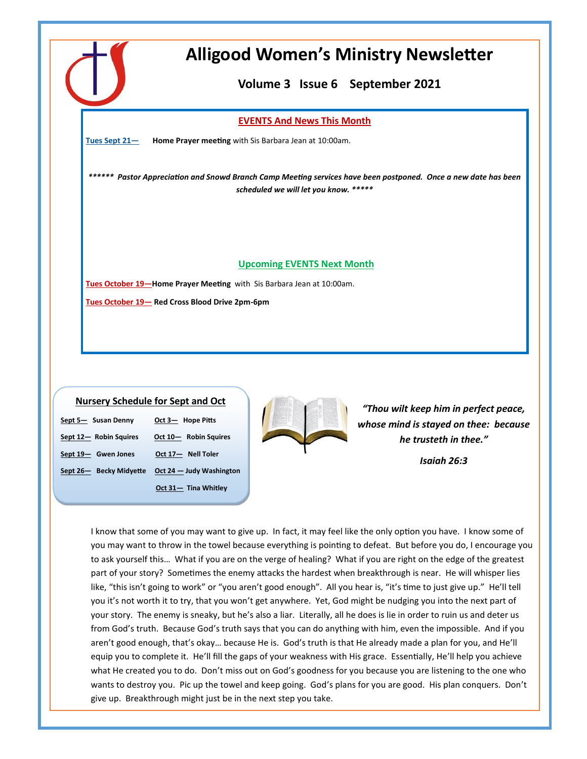# Alligood Women's Ministry Newsletter

## Volume 3 Issue 6 September 2021

### EVENTS And News This Month

**Tues Sept 21—** **Home Prayer meeting** with Sis Barbara Jean at 10:00am.

***\*\*\*\*\*\* Pastor Appreciation and Snowd Branch Camp Meeting services have been postponed. Once a new date has been scheduled we will let you know. \*\*\*\*\****

### Upcoming EVENTS Next Month

**Tues October 19—Home Prayer Meeting** with Sis Barbara Jean at 10:00am.

**Tues October 19— Red Cross Blood Drive 2pm-6pm**

### Nursery Schedule for Sept and Oct

| Sept | | Oct | |
|---|---|---|---|
| Sept 5— | Susan Denny | Oct 3— | Hope Pitts |
| Sept 12— | Robin Squires | Oct 10— | Robin Squires |
| Sept 19— | Gwen Jones | Oct 17— | Nell Toler |
| Sept 26— | Becky Midyette | Oct 24 — | Judy Washington |
| | | Oct 31— | Tina Whitley |

***"Thou wilt keep him in perfect peace, whose mind is stayed on thee: because he trusteth in thee."***

***Isaiah 26:3***

I know that some of you may want to give up. In fact, it may feel like the only option you have. I know some of you may want to throw in the towel because everything is pointing to defeat. But before you do, I encourage you to ask yourself this… What if you are on the verge of healing? What if you are right on the edge of the greatest part of your story? Sometimes the enemy attacks the hardest when breakthrough is near. He will whisper lies like, "this isn't going to work" or "you aren't good enough". All you hear is, "it's time to just give up." He'll tell you it's not worth it to try, that you won't get anywhere. Yet, God might be nudging you into the next part of your story. The enemy is sneaky, but he's also a liar. Literally, all he does is lie in order to ruin us and deter us from God's truth. Because God's truth says that you can do anything with him, even the impossible. And if you aren't good enough, that's okay… because He is. God's truth is that He already made a plan for you, and He'll equip you to complete it. He'll fill the gaps of your weakness with His grace. Essentially, He'll help you achieve what He created you to do. Don't miss out on God's goodness for you because you are listening to the one who wants to destroy you. Pic up the towel and keep going. God's plans for you are good. His plan conquers. Don't give up. Breakthrough might just be in the next step you take.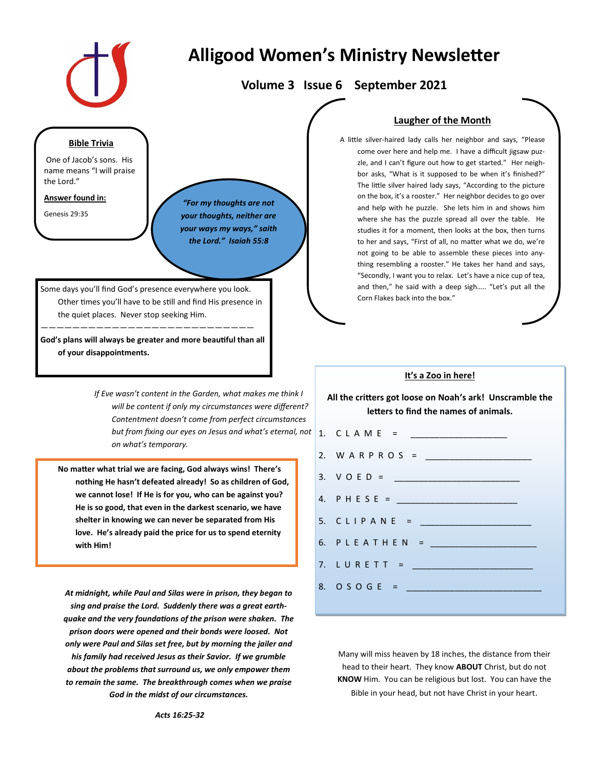# Alligood Women's Ministry Newsletter

## Volume 3 Issue 6 September 2021

### Bible Trivia

One of Jacob's sons. His name means "I will praise the Lord."

**Answer found in:**

Genesis 29:35

***"For my thoughts are not your thoughts, neither are your ways my ways," saith the Lord." Isaiah 55:8***

Some days you'll find God's presence everywhere you look. Other times you'll have to be still and find His presence in the quiet places. Never stop seeking Him.

—————————————————————————————

**God's plans will always be greater and more beautiful than all of your disappointments.**

*If Eve wasn't content in the Garden, what makes me think I will be content if only my circumstances were different? Contentment doesn't come from perfect circumstances but from fixing our eyes on Jesus and what's eternal, not on what's temporary.*

**No matter what trial we are facing, God always wins! There's nothing He hasn't defeated already! So as children of God, we cannot lose! If He is for you, who can be against you? He is so good, that even in the darkest scenario, we have shelter in knowing we can never be separated from His love. He's already paid the price for us to spend eternity with Him!**

***At midnight, while Paul and Silas were in prison, they began to sing and praise the Lord. Suddenly there was a great earthquake and the very foundations of the prison were shaken. The prison doors were opened and their bonds were loosed. Not only were Paul and Silas set free, but by morning the jailer and his family had received Jesus as their Savior. If we grumble about the problems that surround us, we only empower them to remain the same. The breakthrough comes when we praise God in the midst of our circumstances.***

***Acts 16:25-32***

### Laugher of the Month

A little silver-haired lady calls her neighbor and says, "Please come over here and help me. I have a difficult jigsaw puzzle, and I can't figure out how to get started." Her neighbor asks, "What is it supposed to be when it's finished?" The little silver haired lady says, "According to the picture on the box, it's a rooster." Her neighbor decides to go over and help with he puzzle. She lets him in and shows him where she has the puzzle spread all over the table. He studies it for a moment, then looks at the box, then turns to her and says, "First of all, no matter what we do, we're not going to be able to assemble these pieces into anything resembling a rooster." He takes her hand and says, "Secondly, I want you to relax. Let's have a nice cup of tea, and then," he said with a deep sigh..... "Let's put all the Corn Flakes back into the box."

### It's a Zoo in here!

**All the critters got loose on Noah's ark! Unscramble the letters to find the names of animals.**

1. C L A M E = ___________________
2. W A R P R O S = _____________________
3. V O E D = _________________________
4. P H E S E = ________________________
5. C L I P A N E = ______________________
6. P L E A T H E N = _____________________
7. L U R E T T = ________________________
8. O S O G E = ___________________________

Many will miss heaven by 18 inches, the distance from their head to their heart. They know **ABOUT** Christ, but do not **KNOW** Him. You can be religious but lost. You can have the Bible in your head, but not have Christ in your heart.